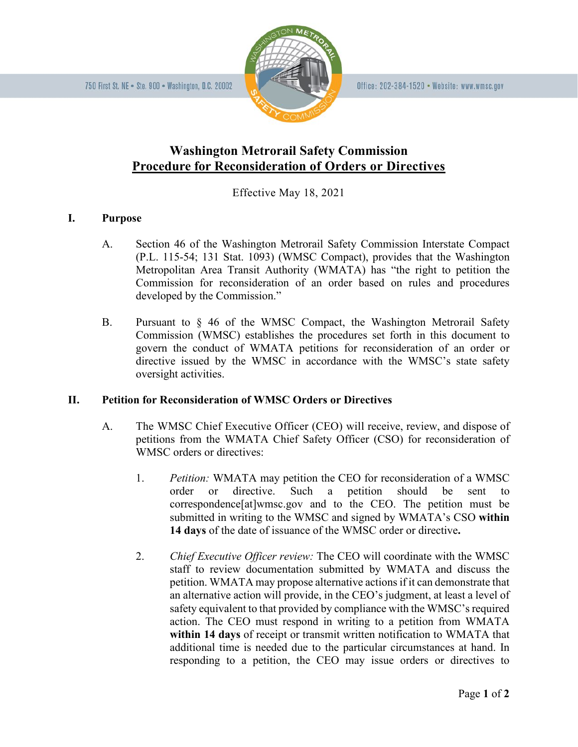750 First St. NE • Ste. 900 • Washington, D.C. 20002

Office: 202-384-1520 • Website: www.wmsc.gov

# Washington Metrorail Safety Commission

## Procedure for Reconsideration of Orders or Directives

Effective May 18, 2021

### I. Purpose

A. Section 46 of the Washington Metrorail Safety Commission Interstate Compact (P.L. 115-54; 131 Stat. 1093) (WMSC Compact), provides that the Washington Metropolitan Area Transit Authority (WMATA) has "the right to petition the Commission for reconsideration of an order based on rules and procedures developed by the Commission."

B. Pursuant to § 46 of the WMSC Compact, the Washington Metrorail Safety Commission (WMSC) establishes the procedures set forth in this document to govern the conduct of WMATA petitions for reconsideration of an order or directive issued by the WMSC in accordance with the WMSC's state safety oversight activities.

### II. Petition for Reconsideration of WMSC Orders or Directives

A. The WMSC Chief Executive Officer (CEO) will receive, review, and dispose of petitions from the WMATA Chief Safety Officer (CSO) for reconsideration of WMSC orders or directives:

1. *Petition:* WMATA may petition the CEO for reconsideration of a WMSC order or directive. Such a petition should be sent to correspondence[at]wmsc.gov and to the CEO. The petition must be submitted in writing to the WMSC and signed by WMATA's CSO **within 14 days** of the date of issuance of the WMSC order or directive**.**

2. *Chief Executive Officer review:* The CEO will coordinate with the WMSC staff to review documentation submitted by WMATA and discuss the petition. WMATA may propose alternative actions if it can demonstrate that an alternative action will provide, in the CEO's judgment, at least a level of safety equivalent to that provided by compliance with the WMSC's required action. The CEO must respond in writing to a petition from WMATA **within 14 days** of receipt or transmit written notification to WMATA that additional time is needed due to the particular circumstances at hand. In responding to a petition, the CEO may issue orders or directives to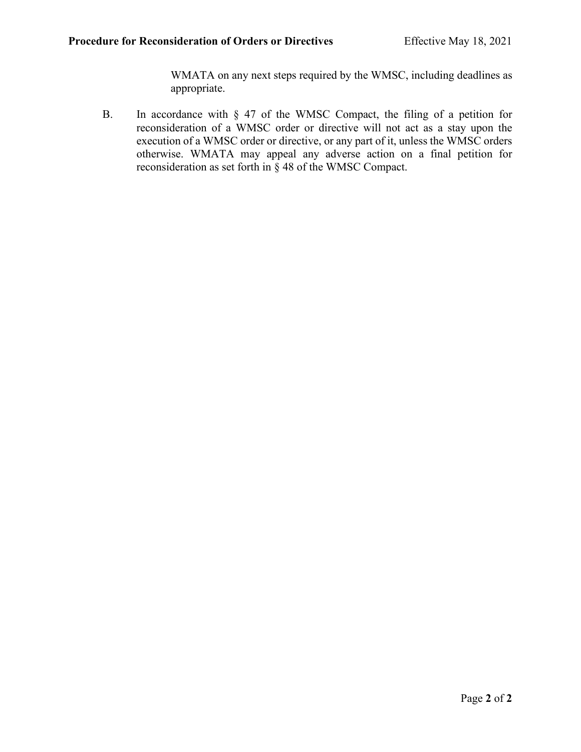WMATA on any next steps required by the WMSC, including deadlines as appropriate.

B. In accordance with § 47 of the WMSC Compact, the filing of a petition for reconsideration of a WMSC order or directive will not act as a stay upon the execution of a WMSC order or directive, or any part of it, unless the WMSC orders otherwise. WMATA may appeal any adverse action on a final petition for reconsideration as set forth in § 48 of the WMSC Compact.